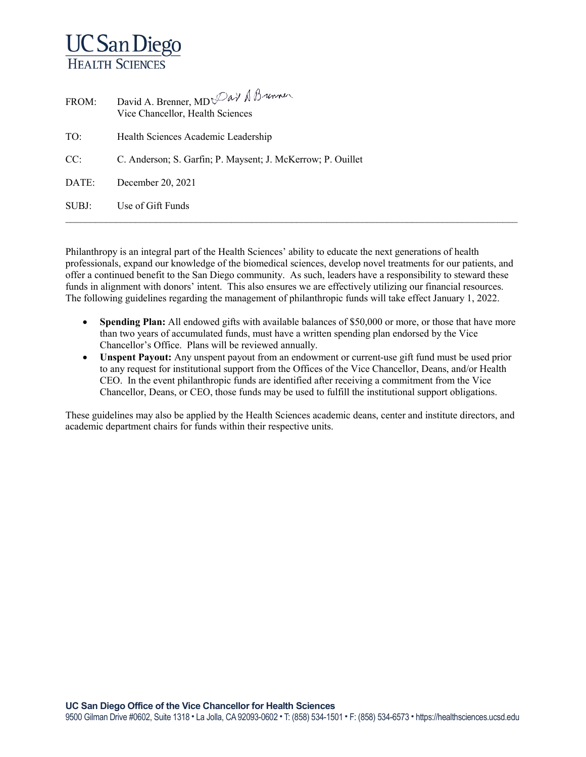# UC San Diego
## HEALTH SCIENCES

FROM: David A. Brenner, MD
Vice Chancellor, Health Sciences

TO: Health Sciences Academic Leadership

CC: C. Anderson; S. Garfin; P. Maysent; J. McKerrow; P. Ouillet

DATE: December 20, 2021

SUBJ: Use of Gift Funds

---

Philanthropy is an integral part of the Health Sciences' ability to educate the next generations of health professionals, expand our knowledge of the biomedical sciences, develop novel treatments for our patients, and offer a continued benefit to the San Diego community. As such, leaders have a responsibility to steward these funds in alignment with donors' intent. This also ensures we are effectively utilizing our financial resources. The following guidelines regarding the management of philanthropic funds will take effect January 1, 2022.

- **Spending Plan:** All endowed gifts with available balances of $50,000 or more, or those that have more than two years of accumulated funds, must have a written spending plan endorsed by the Vice Chancellor's Office. Plans will be reviewed annually.
- **Unspent Payout:** Any unspent payout from an endowment or current-use gift fund must be used prior to any request for institutional support from the Offices of the Vice Chancellor, Deans, and/or Health CEO. In the event philanthropic funds are identified after receiving a commitment from the Vice Chancellor, Deans, or CEO, those funds may be used to fulfill the institutional support obligations.

These guidelines may also be applied by the Health Sciences academic deans, center and institute directors, and academic department chairs for funds within their respective units.

**UC San Diego Office of the Vice Chancellor for Health Sciences**
9500 Gilman Drive #0602, Suite 1318 • La Jolla, CA 92093-0602 • T: (858) 534-1501 • F: (858) 534-6573 • https://healthsciences.ucsd.edu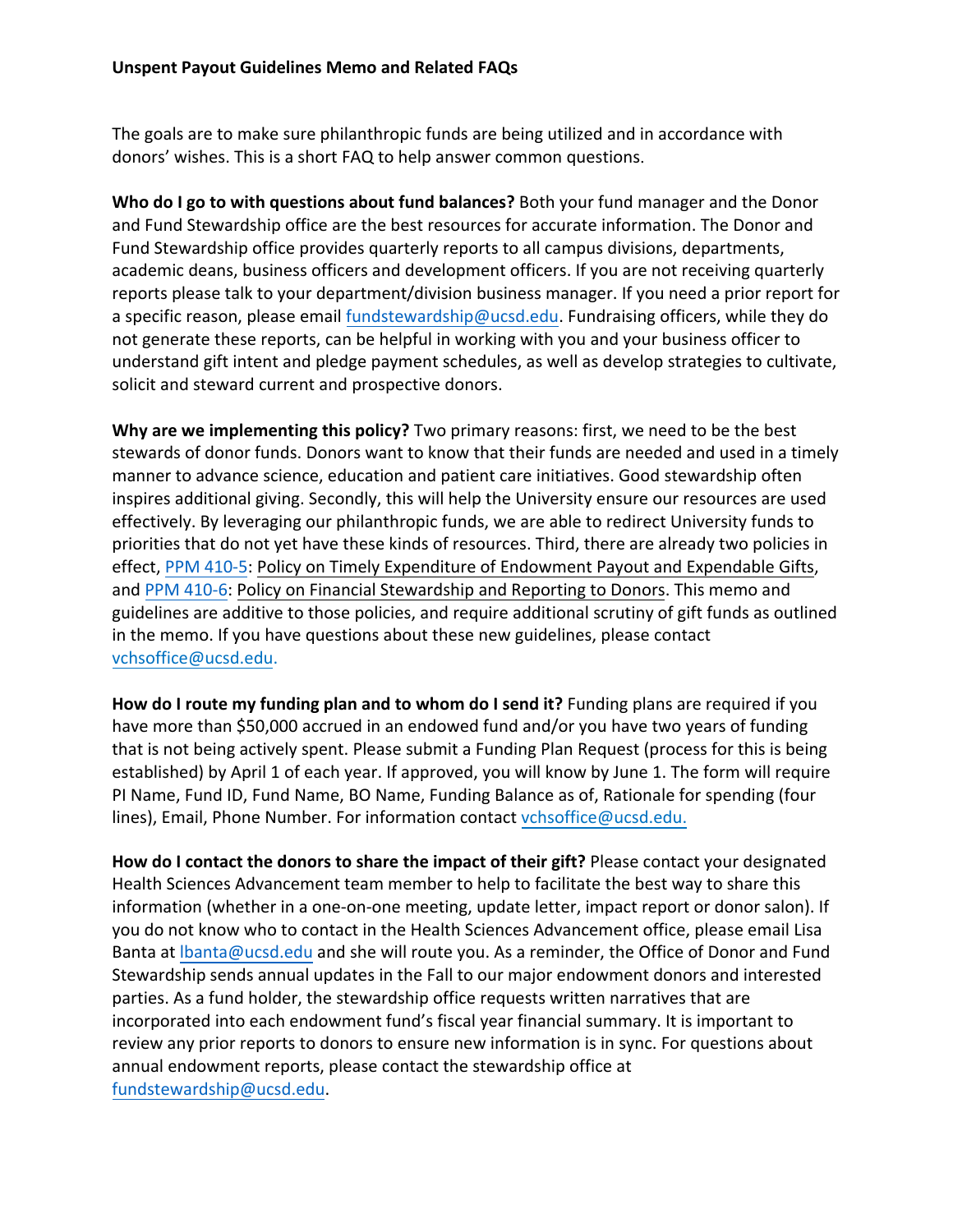**Unspent Payout Guidelines Memo and Related FAQs**

The goals are to make sure philanthropic funds are being utilized and in accordance with donors' wishes. This is a short FAQ to help answer common questions.

**Who do I go to with questions about fund balances?** Both your fund manager and the Donor and Fund Stewardship office are the best resources for accurate information. The Donor and Fund Stewardship office provides quarterly reports to all campus divisions, departments, academic deans, business officers and development officers. If you are not receiving quarterly reports please talk to your department/division business manager. If you need a prior report for a specific reason, please email fundstewardship@ucsd.edu. Fundraising officers, while they do not generate these reports, can be helpful in working with you and your business officer to understand gift intent and pledge payment schedules, as well as develop strategies to cultivate, solicit and steward current and prospective donors.

**Why are we implementing this policy?** Two primary reasons: first, we need to be the best stewards of donor funds. Donors want to know that their funds are needed and used in a timely manner to advance science, education and patient care initiatives. Good stewardship often inspires additional giving. Secondly, this will help the University ensure our resources are used effectively. By leveraging our philanthropic funds, we are able to redirect University funds to priorities that do not yet have these kinds of resources. Third, there are already two policies in effect, PPM 410-5: Policy on Timely Expenditure of Endowment Payout and Expendable Gifts, and PPM 410-6: Policy on Financial Stewardship and Reporting to Donors. This memo and guidelines are additive to those policies, and require additional scrutiny of gift funds as outlined in the memo. If you have questions about these new guidelines, please contact vchsoffice@ucsd.edu.

**How do I route my funding plan and to whom do I send it?** Funding plans are required if you have more than $50,000 accrued in an endowed fund and/or you have two years of funding that is not being actively spent. Please submit a Funding Plan Request (process for this is being established) by April 1 of each year. If approved, you will know by June 1. The form will require PI Name, Fund ID, Fund Name, BO Name, Funding Balance as of, Rationale for spending (four lines), Email, Phone Number. For information contact vchsoffice@ucsd.edu.

**How do I contact the donors to share the impact of their gift?** Please contact your designated Health Sciences Advancement team member to help to facilitate the best way to share this information (whether in a one-on-one meeting, update letter, impact report or donor salon). If you do not know who to contact in the Health Sciences Advancement office, please email Lisa Banta at lbanta@ucsd.edu and she will route you. As a reminder, the Office of Donor and Fund Stewardship sends annual updates in the Fall to our major endowment donors and interested parties. As a fund holder, the stewardship office requests written narratives that are incorporated into each endowment fund's fiscal year financial summary. It is important to review any prior reports to donors to ensure new information is in sync. For questions about annual endowment reports, please contact the stewardship office at fundstewardship@ucsd.edu.